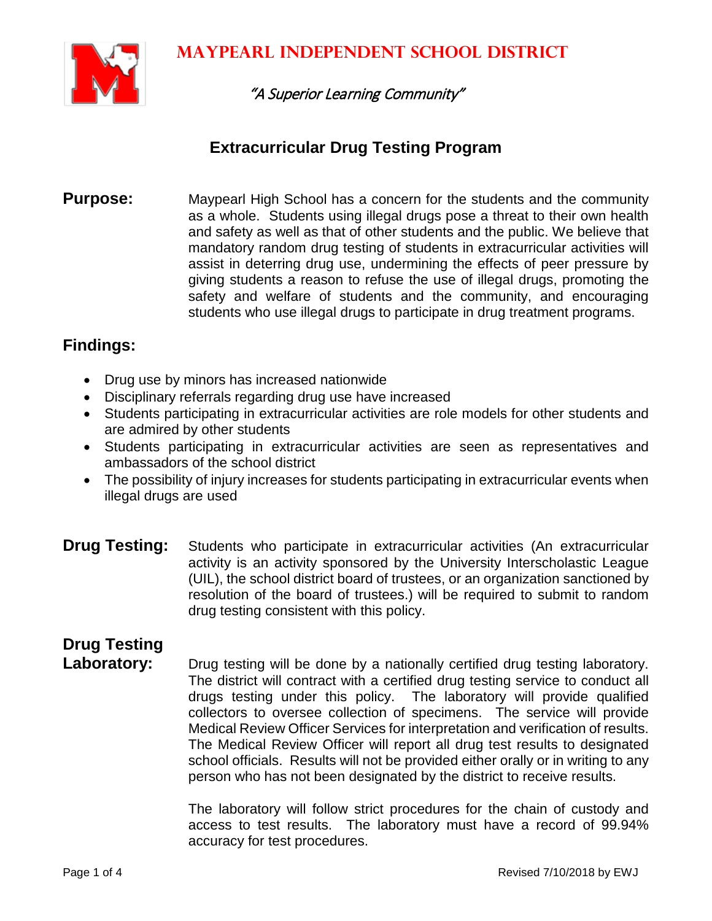# MAYPEARL INDEPENDENT SCHOOL DISTRICT

*"A Superior Learning Community"*

## Extracurricular Drug Testing Program

**Purpose:** Maypearl High School has a concern for the students and the community as a whole. Students using illegal drugs pose a threat to their own health and safety as well as that of other students and the public. We believe that mandatory random drug testing of students in extracurricular activities will assist in deterring drug use, undermining the effects of peer pressure by giving students a reason to refuse the use of illegal drugs, promoting the safety and welfare of students and the community, and encouraging students who use illegal drugs to participate in drug treatment programs.

**Findings:**

- Drug use by minors has increased nationwide
- Disciplinary referrals regarding drug use have increased
- Students participating in extracurricular activities are role models for other students and are admired by other students
- Students participating in extracurricular activities are seen as representatives and ambassadors of the school district
- The possibility of injury increases for students participating in extracurricular events when illegal drugs are used

**Drug Testing:** Students who participate in extracurricular activities (An extracurricular activity is an activity sponsored by the University Interscholastic League (UIL), the school district board of trustees, or an organization sanctioned by resolution of the board of trustees.) will be required to submit to random drug testing consistent with this policy.

**Drug Testing Laboratory:** Drug testing will be done by a nationally certified drug testing laboratory. The district will contract with a certified drug testing service to conduct all drugs testing under this policy. The laboratory will provide qualified collectors to oversee collection of specimens. The service will provide Medical Review Officer Services for interpretation and verification of results. The Medical Review Officer will report all drug test results to designated school officials. Results will not be provided either orally or in writing to any person who has not been designated by the district to receive results.

The laboratory will follow strict procedures for the chain of custody and access to test results. The laboratory must have a record of 99.94% accuracy for test procedures.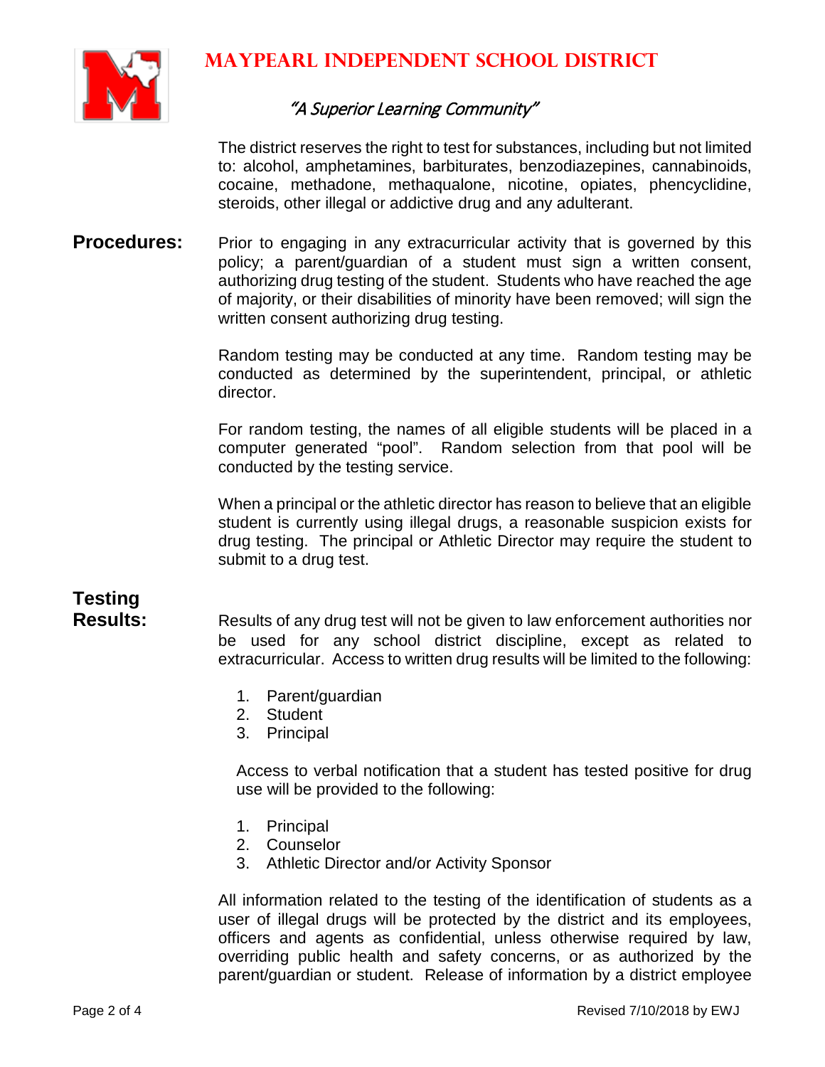The district reserves the right to test for substances, including but not limited to: alcohol, amphetamines, barbiturates, benzodiazepines, cannabinoids, cocaine, methadone, methaqualone, nicotine, opiates, phencyclidine, steroids, other illegal or addictive drug and any adulterant.

**Procedures:**

Prior to engaging in any extracurricular activity that is governed by this policy; a parent/guardian of a student must sign a written consent, authorizing drug testing of the student. Students who have reached the age of majority, or their disabilities of minority have been removed; will sign the written consent authorizing drug testing.

Random testing may be conducted at any time. Random testing may be conducted as determined by the superintendent, principal, or athletic director.

For random testing, the names of all eligible students will be placed in a computer generated "pool". Random selection from that pool will be conducted by the testing service.

When a principal or the athletic director has reason to believe that an eligible student is currently using illegal drugs, a reasonable suspicion exists for drug testing. The principal or Athletic Director may require the student to submit to a drug test.

**Testing Results:**

Results of any drug test will not be given to law enforcement authorities nor be used for any school district discipline, except as related to extracurricular. Access to written drug results will be limited to the following:

1. Parent/guardian
2. Student
3. Principal

Access to verbal notification that a student has tested positive for drug use will be provided to the following:

1. Principal
2. Counselor
3. Athletic Director and/or Activity Sponsor

All information related to the testing of the identification of students as a user of illegal drugs will be protected by the district and its employees, officers and agents as confidential, unless otherwise required by law, overriding public health and safety concerns, or as authorized by the parent/guardian or student. Release of information by a district employee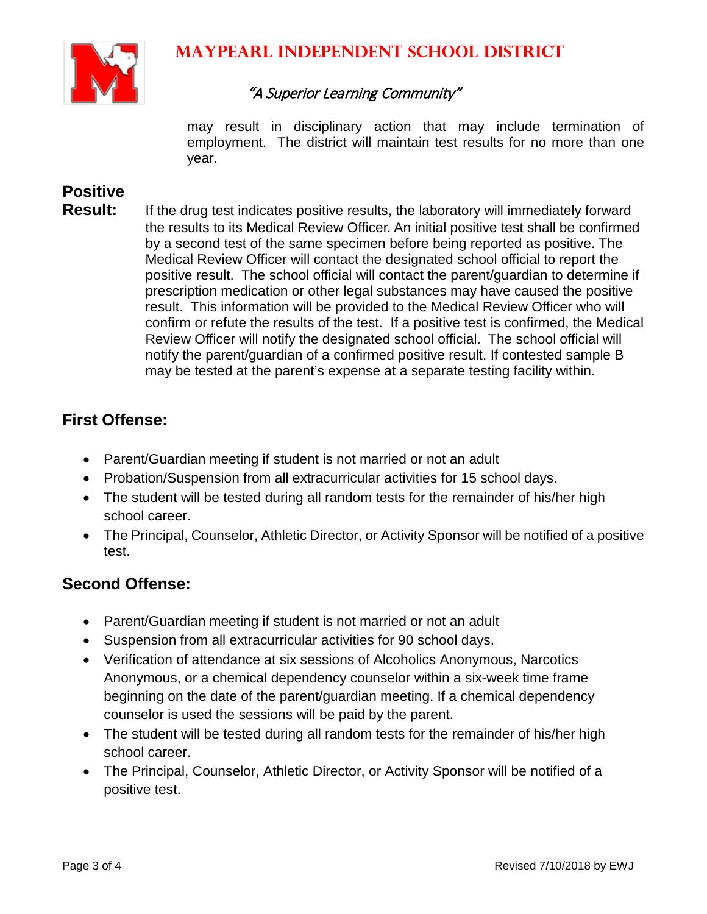may result in disciplinary action that may include termination of employment. The district will maintain test results for no more than one year.

**Positive Result:** If the drug test indicates positive results, the laboratory will immediately forward the results to its Medical Review Officer. An initial positive test shall be confirmed by a second test of the same specimen before being reported as positive. The Medical Review Officer will contact the designated school official to report the positive result. The school official will contact the parent/guardian to determine if prescription medication or other legal substances may have caused the positive result. This information will be provided to the Medical Review Officer who will confirm or refute the results of the test. If a positive test is confirmed, the Medical Review Officer will notify the designated school official. The school official will notify the parent/guardian of a confirmed positive result. If contested sample B may be tested at the parent's expense at a separate testing facility within.

## First Offense:

- Parent/Guardian meeting if student is not married or not an adult
- Probation/Suspension from all extracurricular activities for 15 school days.
- The student will be tested during all random tests for the remainder of his/her high school career.
- The Principal, Counselor, Athletic Director, or Activity Sponsor will be notified of a positive test.

## Second Offense:

- Parent/Guardian meeting if student is not married or not an adult
- Suspension from all extracurricular activities for 90 school days.
- Verification of attendance at six sessions of Alcoholics Anonymous, Narcotics Anonymous, or a chemical dependency counselor within a six-week time frame beginning on the date of the parent/guardian meeting. If a chemical dependency counselor is used the sessions will be paid by the parent.
- The student will be tested during all random tests for the remainder of his/her high school career.
- The Principal, Counselor, Athletic Director, or Activity Sponsor will be notified of a positive test.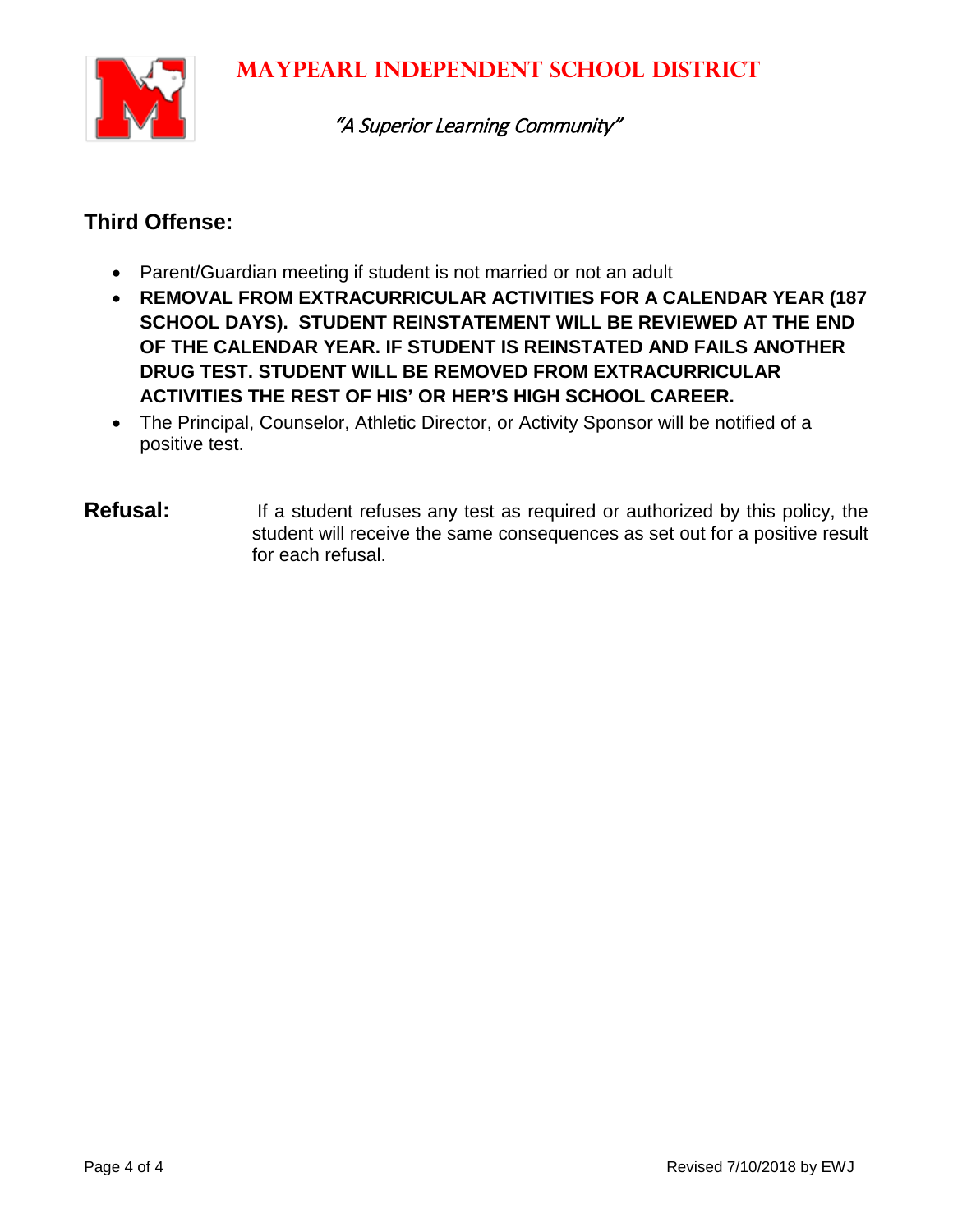## Third Offense:

- Parent/Guardian meeting if student is not married or not an adult
- **REMOVAL FROM EXTRACURRICULAR ACTIVITIES FOR A CALENDAR YEAR (187 SCHOOL DAYS). STUDENT REINSTATEMENT WILL BE REVIEWED AT THE END OF THE CALENDAR YEAR. IF STUDENT IS REINSTATED AND FAILS ANOTHER DRUG TEST. STUDENT WILL BE REMOVED FROM EXTRACURRICULAR ACTIVITIES THE REST OF HIS' OR HER'S HIGH SCHOOL CAREER.**
- The Principal, Counselor, Athletic Director, or Activity Sponsor will be notified of a positive test.

**Refusal:** If a student refuses any test as required or authorized by this policy, the student will receive the same consequences as set out for a positive result for each refusal.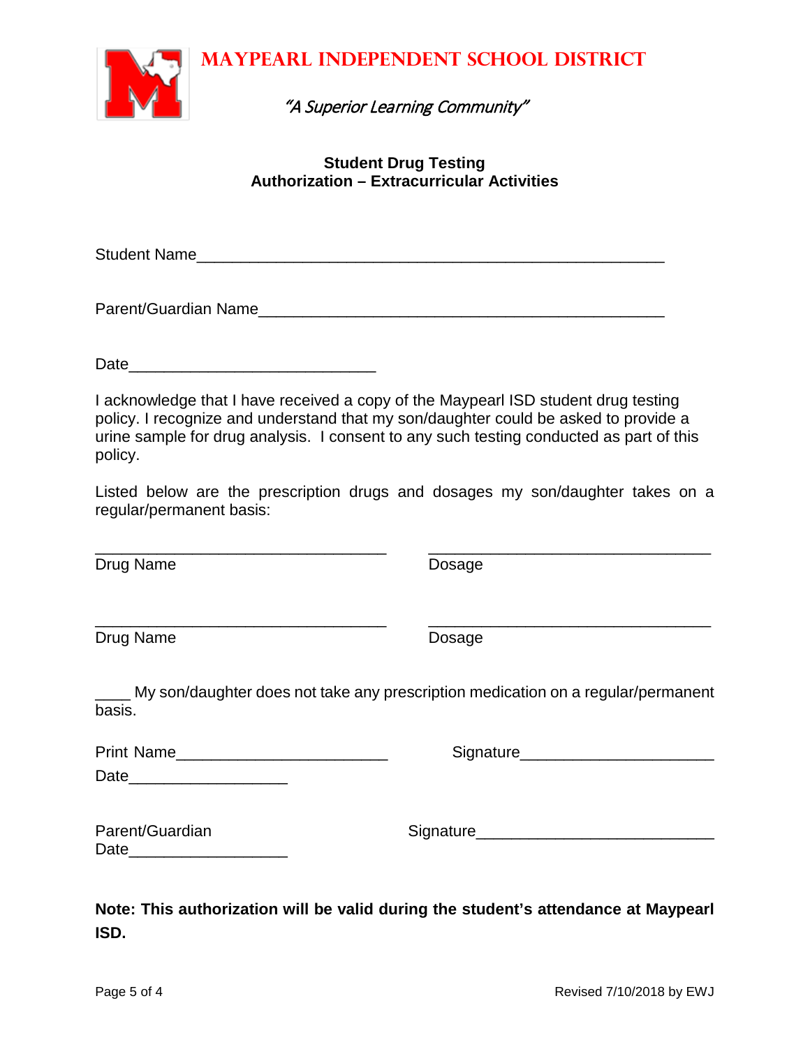# MAYPEARL INDEPENDENT SCHOOL DISTRICT

*"A Superior Learning Community"*

**Student Drug Testing**
**Authorization – Extracurricular Activities**

Student Name_____________________________________________________

Parent/Guardian Name_____________________________________________

Date_____________________________

I acknowledge that I have received a copy of the Maypearl ISD student drug testing policy. I recognize and understand that my son/daughter could be asked to provide a urine sample for drug analysis. I consent to any such testing conducted as part of this policy.

Listed below are the prescription drugs and dosages my son/daughter takes on a regular/permanent basis:

__________________________________ __________________________________
Drug Name Dosage

__________________________________ __________________________________
Drug Name Dosage

____ My son/daughter does not take any prescription medication on a regular/permanent basis.

Print Name________________________ Signature______________________
Date__________________

Parent/Guardian Signature___________________________
Date__________________

**Note: This authorization will be valid during the student's attendance at Maypearl ISD.**

Revised 7/10/2018 by EWJ